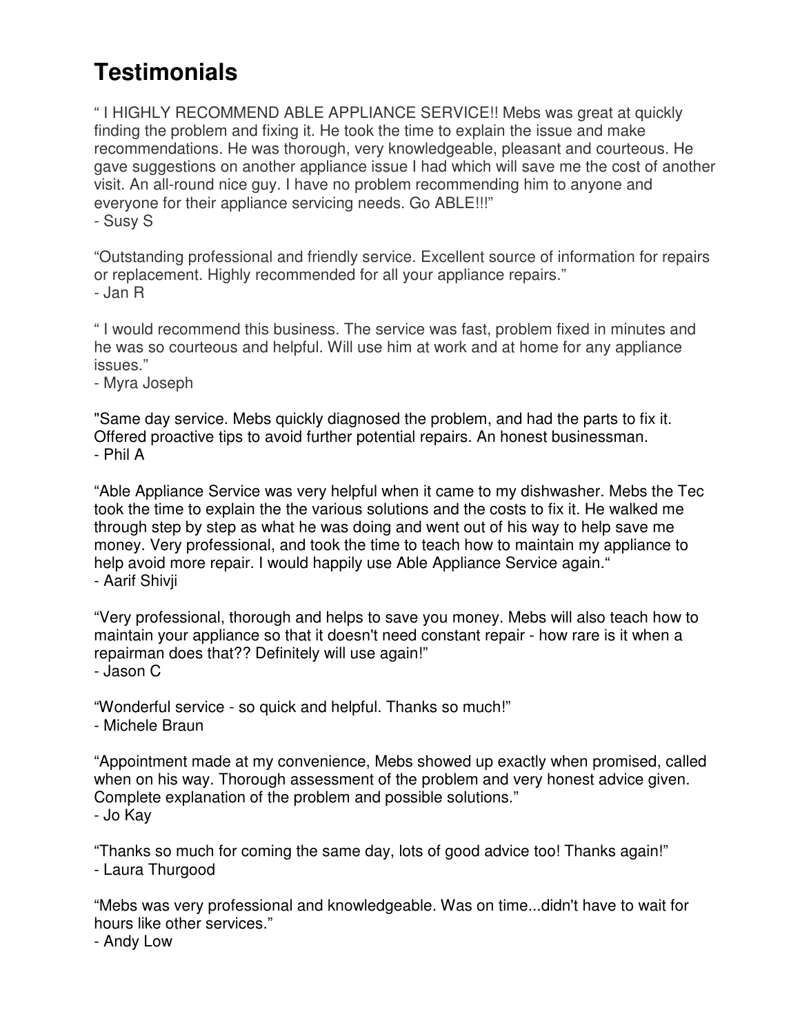# Testimonials

“ I HIGHLY RECOMMEND ABLE APPLIANCE SERVICE!! Mebs was great at quickly finding the problem and fixing it. He took the time to explain the issue and make recommendations. He was thorough, very knowledgeable, pleasant and courteous. He gave suggestions on another appliance issue I had which will save me the cost of another visit. An all-round nice guy. I have no problem recommending him to anyone and everyone for their appliance servicing needs. Go ABLE!!!”
- Susy S

“Outstanding professional and friendly service. Excellent source of information for repairs or replacement. Highly recommended for all your appliance repairs.”
- Jan R

“ I would recommend this business. The service was fast, problem fixed in minutes and he was so courteous and helpful. Will use him at work and at home for any appliance issues.”
- Myra Joseph

"Same day service. Mebs quickly diagnosed the problem, and had the parts to fix it. Offered proactive tips to avoid further potential repairs. An honest businessman.
- Phil A

“Able Appliance Service was very helpful when it came to my dishwasher. Mebs the Tec took the time to explain the the various solutions and the costs to fix it. He walked me through step by step as what he was doing and went out of his way to help save me money. Very professional, and took the time to teach how to maintain my appliance to help avoid more repair. I would happily use Able Appliance Service again.“
- Aarif Shivji

“Very professional, thorough and helps to save you money. Mebs will also teach how to maintain your appliance so that it doesn't need constant repair - how rare is it when a repairman does that?? Definitely will use again!”
- Jason C

“Wonderful service - so quick and helpful. Thanks so much!”
- Michele Braun

“Appointment made at my convenience, Mebs showed up exactly when promised, called when on his way. Thorough assessment of the problem and very honest advice given. Complete explanation of the problem and possible solutions.”
- Jo Kay

“Thanks so much for coming the same day, lots of good advice too! Thanks again!”
- Laura Thurgood

“Mebs was very professional and knowledgeable. Was on time...didn't have to wait for hours like other services.”
- Andy Low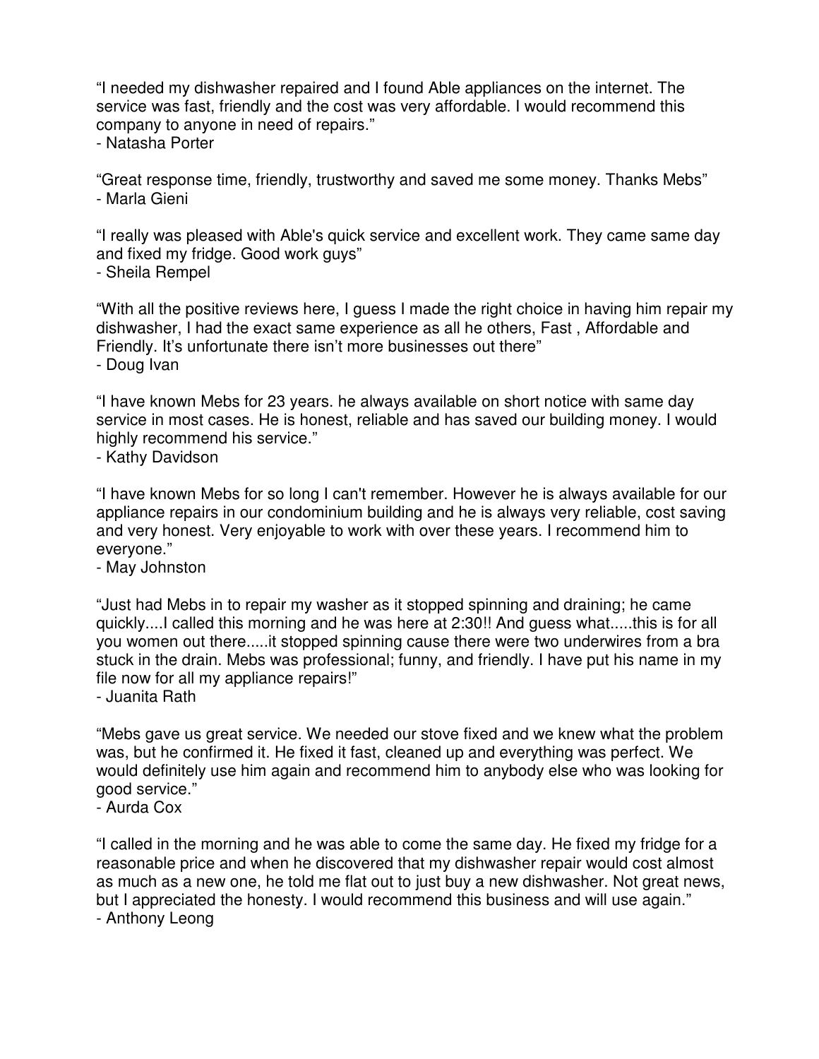"I needed my dishwasher repaired and I found Able appliances on the internet. The service was fast, friendly and the cost was very affordable. I would recommend this company to anyone in need of repairs."
- Natasha Porter

"Great response time, friendly, trustworthy and saved me some money. Thanks Mebs"
- Marla Gieni

"I really was pleased with Able's quick service and excellent work. They came same day and fixed my fridge. Good work guys"
- Sheila Rempel

"With all the positive reviews here, I guess I made the right choice in having him repair my dishwasher, I had the exact same experience as all he others, Fast , Affordable and Friendly. It's unfortunate there isn't more businesses out there"
- Doug Ivan

"I have known Mebs for 23 years. he always available on short notice with same day service in most cases. He is honest, reliable and has saved our building money. I would highly recommend his service."
- Kathy Davidson

"I have known Mebs for so long I can't remember. However he is always available for our appliance repairs in our condominium building and he is always very reliable, cost saving and very honest. Very enjoyable to work with over these years. I recommend him to everyone."
- May Johnston

"Just had Mebs in to repair my washer as it stopped spinning and draining; he came quickly....I called this morning and he was here at 2:30!! And guess what.....this is for all you women out there.....it stopped spinning cause there were two underwires from a bra stuck in the drain. Mebs was professional; funny, and friendly. I have put his name in my file now for all my appliance repairs!"
- Juanita Rath

"Mebs gave us great service. We needed our stove fixed and we knew what the problem was, but he confirmed it. He fixed it fast, cleaned up and everything was perfect. We would definitely use him again and recommend him to anybody else who was looking for good service."
- Aurda Cox

"I called in the morning and he was able to come the same day. He fixed my fridge for a reasonable price and when he discovered that my dishwasher repair would cost almost as much as a new one, he told me flat out to just buy a new dishwasher. Not great news, but I appreciated the honesty. I would recommend this business and will use again."
- Anthony Leong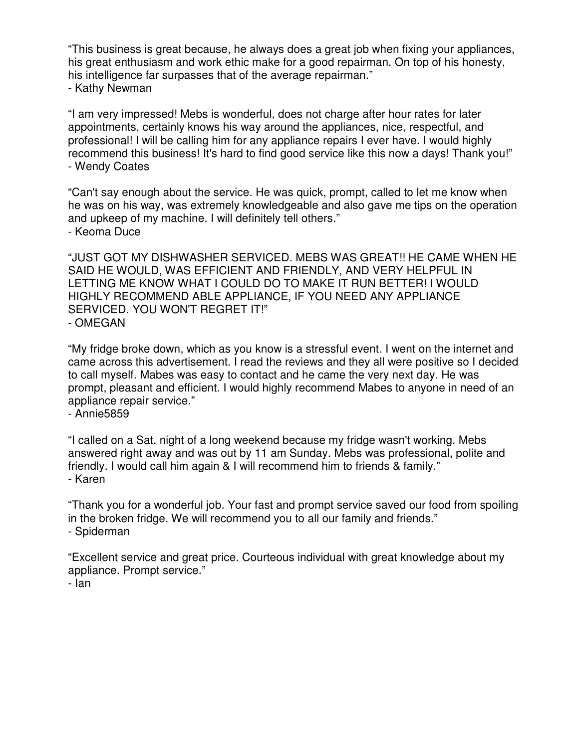“This business is great because, he always does a great job when fixing your appliances, his great enthusiasm and work ethic make for a good repairman. On top of his honesty, his intelligence far surpasses that of the average repairman.”
- Kathy Newman

“I am very impressed! Mebs is wonderful, does not charge after hour rates for later appointments, certainly knows his way around the appliances, nice, respectful, and professional! I will be calling him for any appliance repairs I ever have. I would highly recommend this business! It's hard to find good service like this now a days! Thank you!”
- Wendy Coates

“Can't say enough about the service. He was quick, prompt, called to let me know when he was on his way, was extremely knowledgeable and also gave me tips on the operation and upkeep of my machine. I will definitely tell others.”
- Keoma Duce

“JUST GOT MY DISHWASHER SERVICED. MEBS WAS GREAT!! HE CAME WHEN HE SAID HE WOULD, WAS EFFICIENT AND FRIENDLY, AND VERY HELPFUL IN LETTING ME KNOW WHAT I COULD DO TO MAKE IT RUN BETTER! I WOULD HIGHLY RECOMMEND ABLE APPLIANCE, IF YOU NEED ANY APPLIANCE SERVICED. YOU WON'T REGRET IT!”
- OMEGAN

“My fridge broke down, which as you know is a stressful event. I went on the internet and came across this advertisement. I read the reviews and they all were positive so I decided to call myself. Mabes was easy to contact and he came the very next day. He was prompt, pleasant and efficient. I would highly recommend Mabes to anyone in need of an appliance repair service.”
- Annie5859

“I called on a Sat. night of a long weekend because my fridge wasn't working. Mebs answered right away and was out by 11 am Sunday. Mebs was professional, polite and friendly. I would call him again & I will recommend him to friends & family.”
- Karen

“Thank you for a wonderful job. Your fast and prompt service saved our food from spoiling in the broken fridge. We will recommend you to all our family and friends.”
- Spiderman

“Excellent service and great price. Courteous individual with great knowledge about my appliance. Prompt service.”
- Ian